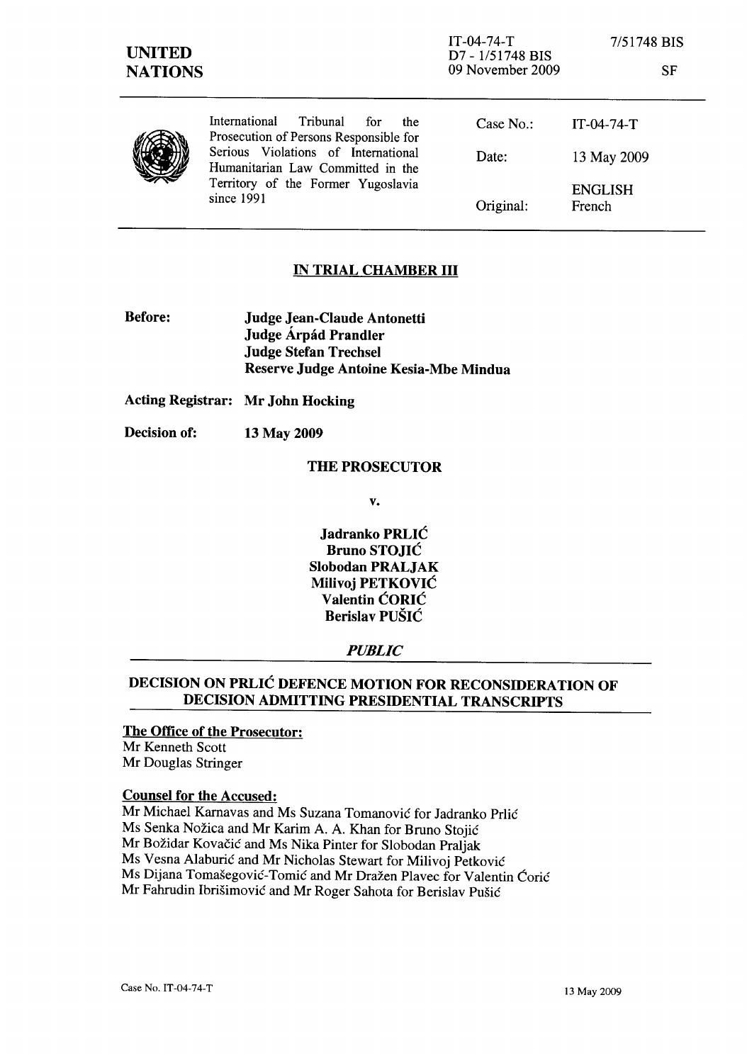UNITED NATIONS

IT-04-74-T
D7 - 1/51748 BIS
09 November 2009

7/51748 BIS

SF

| International Tribunal for the Prosecution of Persons Responsible for Serious Violations of International Humanitarian Law Committed in the Territory of the Former Yugoslavia since 1991 | Case No.: | IT-04-74-T |
|---|---|---|
| | Date: | 13 May 2009 |
| | Original: | ENGLISH French |

## IN TRIAL CHAMBER III

**Before:** **Judge Jean-Claude Antonetti**
**Judge Árpád Prandler**
**Judge Stefan Trechsel**
**Reserve Judge Antoine Kesia-Mbe Mindua**

**Acting Registrar:** **Mr John Hocking**

**Decision of:** **13 May 2009**

**THE PROSECUTOR**

**v.**

**Jadranko PRLIĆ**
**Bruno STOJIĆ**
**Slobodan PRALJAK**
**Milivoj PETKOVIĆ**
**Valentin ĆORIĆ**
**Berislav PUŠIĆ**

***PUBLIC***

## DECISION ON PRLIĆ DEFENCE MOTION FOR RECONSIDERATION OF DECISION ADMITTING PRESIDENTIAL TRANSCRIPTS

**The Office of the Prosecutor:**
Mr Kenneth Scott
Mr Douglas Stringer

**Counsel for the Accused:**
Mr Michael Karnavas and Ms Suzana Tomanović for Jadranko Prlić
Ms Senka Nožica and Mr Karim A. A. Khan for Bruno Stojić
Mr Božidar Kovačić and Ms Nika Pinter for Slobodan Praljak
Ms Vesna Alaburić and Mr Nicholas Stewart for Milivoj Petković
Ms Dijana Tomašegović-Tomić and Mr Dražen Plavec for Valentin Ćorić
Mr Fahrudin Ibrišimović and Mr Roger Sahota for Berislav Pušić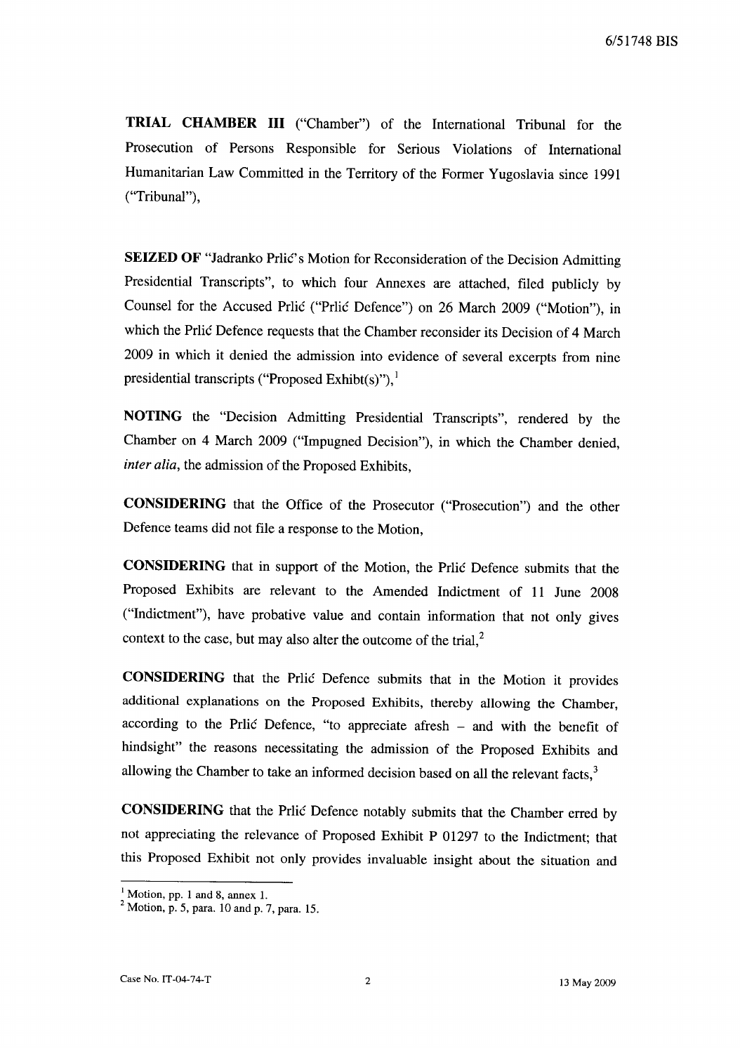**TRIAL CHAMBER III** ("Chamber") of the International Tribunal for the Prosecution of Persons Responsible for Serious Violations of International Humanitarian Law Committed in the Territory of the Former Yugoslavia since 1991 ("Tribunal"),

**SEIZED OF** "Jadranko Prlić's Motion for Reconsideration of the Decision Admitting Presidential Transcripts", to which four Annexes are attached, filed publicly by Counsel for the Accused Prlić ("Prlić Defence") on 26 March 2009 ("Motion"), in which the Prlić Defence requests that the Chamber reconsider its Decision of 4 March 2009 in which it denied the admission into evidence of several excerpts from nine presidential transcripts ("Proposed Exhibt(s)"),[1]

**NOTING** the "Decision Admitting Presidential Transcripts", rendered by the Chamber on 4 March 2009 ("Impugned Decision"), in which the Chamber denied, *inter alia*, the admission of the Proposed Exhibits,

**CONSIDERING** that the Office of the Prosecutor ("Prosecution") and the other Defence teams did not file a response to the Motion,

**CONSIDERING** that in support of the Motion, the Prlić Defence submits that the Proposed Exhibits are relevant to the Amended Indictment of 11 June 2008 ("Indictment"), have probative value and contain information that not only gives context to the case, but may also alter the outcome of the trial,[2]

**CONSIDERING** that the Prlić Defence submits that in the Motion it provides additional explanations on the Proposed Exhibits, thereby allowing the Chamber, according to the Prlić Defence, "to appreciate afresh – and with the benefit of hindsight" the reasons necessitating the admission of the Proposed Exhibits and allowing the Chamber to take an informed decision based on all the relevant facts,[3]

**CONSIDERING** that the Prlić Defence notably submits that the Chamber erred by not appreciating the relevance of Proposed Exhibit P 01297 to the Indictment; that this Proposed Exhibit not only provides invaluable insight about the situation and

---

[1] Motion, pp. 1 and 8, annex 1.

[2] Motion, p. 5, para. 10 and p. 7, para. 15.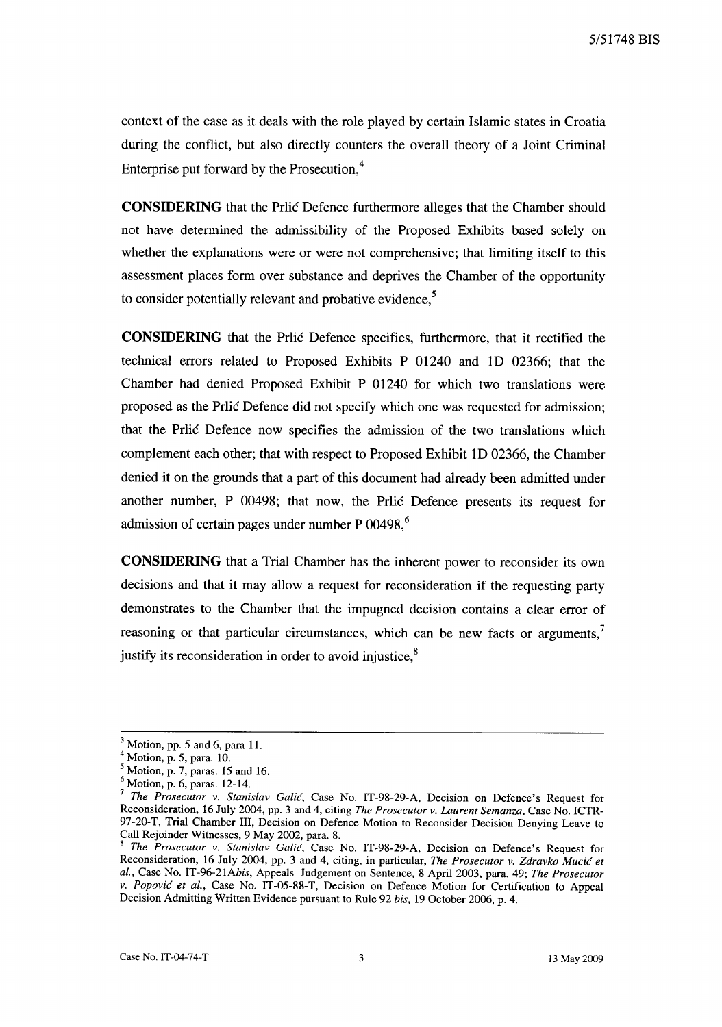context of the case as it deals with the role played by certain Islamic states in Croatia during the conflict, but also directly counters the overall theory of a Joint Criminal Enterprise put forward by the Prosecution,[4]

**CONSIDERING** that the Prlić Defence furthermore alleges that the Chamber should not have determined the admissibility of the Proposed Exhibits based solely on whether the explanations were or were not comprehensive; that limiting itself to this assessment places form over substance and deprives the Chamber of the opportunity to consider potentially relevant and probative evidence,[5]

**CONSIDERING** that the Prlić Defence specifies, furthermore, that it rectified the technical errors related to Proposed Exhibits P 01240 and 1D 02366; that the Chamber had denied Proposed Exhibit P 01240 for which two translations were proposed as the Prlić Defence did not specify which one was requested for admission; that the Prlić Defence now specifies the admission of the two translations which complement each other; that with respect to Proposed Exhibit 1D 02366, the Chamber denied it on the grounds that a part of this document had already been admitted under another number, P 00498; that now, the Prlić Defence presents its request for admission of certain pages under number P 00498,[6]

**CONSIDERING** that a Trial Chamber has the inherent power to reconsider its own decisions and that it may allow a request for reconsideration if the requesting party demonstrates to the Chamber that the impugned decision contains a clear error of reasoning or that particular circumstances, which can be new facts or arguments,[7] justify its reconsideration in order to avoid injustice,[8]

---

[3] Motion, pp. 5 and 6, para 11.

[4] Motion, p. 5, para. 10.

[5] Motion, p. 7, paras. 15 and 16.

[6] Motion, p. 6, paras. 12-14.

[7] *The Prosecutor v. Stanislav Galić*, Case No. IT-98-29-A, Decision on Defence's Request for Reconsideration, 16 July 2004, pp. 3 and 4, citing *The Prosecutor v. Laurent Semanza*, Case No. ICTR-97-20-T, Trial Chamber III, Decision on Defence Motion to Reconsider Decision Denying Leave to Call Rejoinder Witnesses, 9 May 2002, para. 8.

[8] *The Prosecutor v. Stanislav Galić*, Case No. IT-98-29-A, Decision on Defence's Request for Reconsideration, 16 July 2004, pp. 3 and 4, citing, in particular, *The Prosecutor v. Zdravko Mucić et al.*, Case No. IT-96-21A*bis*, Appeals Judgement on Sentence, 8 April 2003, para. 49; *The Prosecutor v. Popović et al.*, Case No. IT-05-88-T, Decision on Defence Motion for Certification to Appeal Decision Admitting Written Evidence pursuant to Rule 92 *bis*, 19 October 2006, p. 4.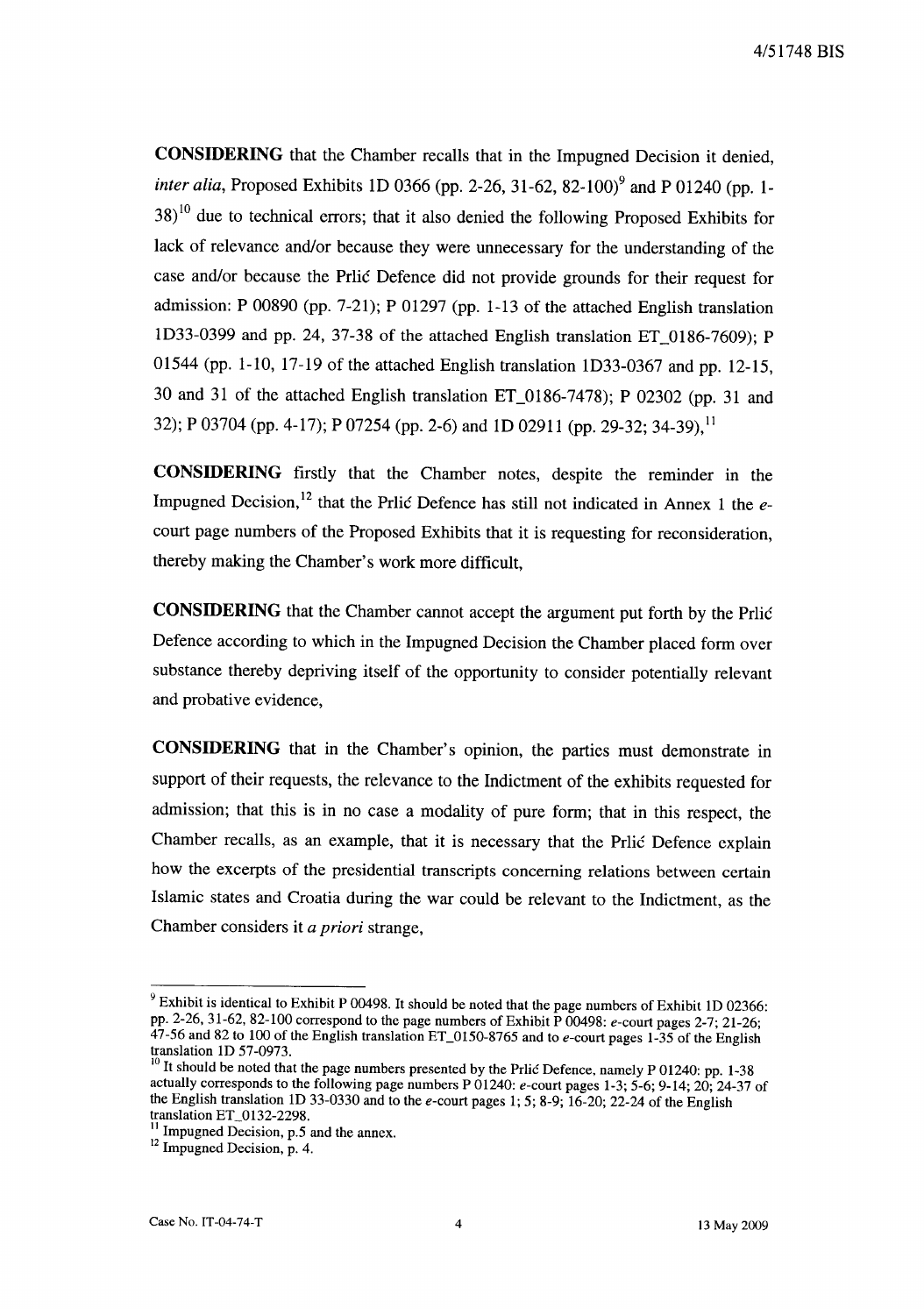**CONSIDERING** that the Chamber recalls that in the Impugned Decision it denied, *inter alia*, Proposed Exhibits 1D 0366 (pp. 2-26, 31-62, 82-100)[9] and P 01240 (pp. 1-38)[10] due to technical errors; that it also denied the following Proposed Exhibits for lack of relevance and/or because they were unnecessary for the understanding of the case and/or because the Prlić Defence did not provide grounds for their request for admission: P 00890 (pp. 7-21); P 01297 (pp. 1-13 of the attached English translation 1D33-0399 and pp. 24, 37-38 of the attached English translation ET_0186-7609); P 01544 (pp. 1-10, 17-19 of the attached English translation 1D33-0367 and pp. 12-15, 30 and 31 of the attached English translation ET_0186-7478); P 02302 (pp. 31 and 32); P 03704 (pp. 4-17); P 07254 (pp. 2-6) and 1D 02911 (pp. 29-32; 34-39),[11]

**CONSIDERING** firstly that the Chamber notes, despite the reminder in the Impugned Decision,[12] that the Prlić Defence has still not indicated in Annex 1 the *e*-court page numbers of the Proposed Exhibits that it is requesting for reconsideration, thereby making the Chamber's work more difficult,

**CONSIDERING** that the Chamber cannot accept the argument put forth by the Prlić Defence according to which in the Impugned Decision the Chamber placed form over substance thereby depriving itself of the opportunity to consider potentially relevant and probative evidence,

**CONSIDERING** that in the Chamber's opinion, the parties must demonstrate in support of their requests, the relevance to the Indictment of the exhibits requested for admission; that this is in no case a modality of pure form; that in this respect, the Chamber recalls, as an example, that it is necessary that the Prlić Defence explain how the excerpts of the presidential transcripts concerning relations between certain Islamic states and Croatia during the war could be relevant to the Indictment, as the Chamber considers it *a priori* strange,

---

[9] Exhibit is identical to Exhibit P 00498. It should be noted that the page numbers of Exhibit 1D 02366: pp. 2-26, 31-62, 82-100 correspond to the page numbers of Exhibit P 00498: *e*-court pages 2-7; 21-26; 47-56 and 82 to 100 of the English translation ET_0150-8765 and to *e*-court pages 1-35 of the English translation 1D 57-0973.

[10] It should be noted that the page numbers presented by the Prlić Defence, namely P 01240: pp. 1-38 actually corresponds to the following page numbers P 01240: *e*-court pages 1-3; 5-6; 9-14; 20; 24-37 of the English translation 1D 33-0330 and to the *e*-court pages 1; 5; 8-9; 16-20; 22-24 of the English translation ET_0132-2298.

[11] Impugned Decision, p.5 and the annex.

[12] Impugned Decision, p. 4.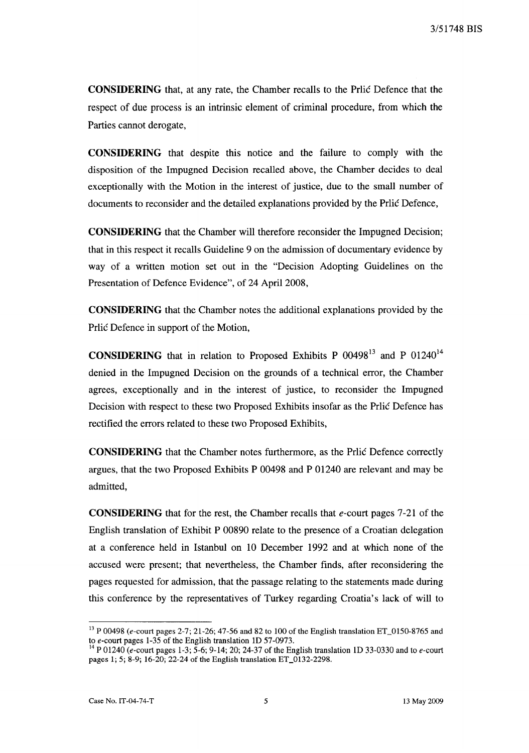**CONSIDERING** that, at any rate, the Chamber recalls to the Prlić Defence that the respect of due process is an intrinsic element of criminal procedure, from which the Parties cannot derogate,

**CONSIDERING** that despite this notice and the failure to comply with the disposition of the Impugned Decision recalled above, the Chamber decides to deal exceptionally with the Motion in the interest of justice, due to the small number of documents to reconsider and the detailed explanations provided by the Prlić Defence,

**CONSIDERING** that the Chamber will therefore reconsider the Impugned Decision; that in this respect it recalls Guideline 9 on the admission of documentary evidence by way of a written motion set out in the "Decision Adopting Guidelines on the Presentation of Defence Evidence", of 24 April 2008,

**CONSIDERING** that the Chamber notes the additional explanations provided by the Prlić Defence in support of the Motion,

**CONSIDERING** that in relation to Proposed Exhibits P 00498[13] and P 01240[14] denied in the Impugned Decision on the grounds of a technical error, the Chamber agrees, exceptionally and in the interest of justice, to reconsider the Impugned Decision with respect to these two Proposed Exhibits insofar as the Prlić Defence has rectified the errors related to these two Proposed Exhibits,

**CONSIDERING** that the Chamber notes furthermore, as the Prlić Defence correctly argues, that the two Proposed Exhibits P 00498 and P 01240 are relevant and may be admitted,

**CONSIDERING** that for the rest, the Chamber recalls that *e*-court pages 7-21 of the English translation of Exhibit P 00890 relate to the presence of a Croatian delegation at a conference held in Istanbul on 10 December 1992 and at which none of the accused were present; that nevertheless, the Chamber finds, after reconsidering the pages requested for admission, that the passage relating to the statements made during this conference by the representatives of Turkey regarding Croatia's lack of will to

---

[13] P 00498 (*e*-court pages 2-7; 21-26; 47-56 and 82 to 100 of the English translation ET_0150-8765 and to *e*-court pages 1-35 of the English translation 1D 57-0973.

[14] P 01240 (*e*-court pages 1-3; 5-6; 9-14; 20; 24-37 of the English translation 1D 33-0330 and to *e*-court pages 1; 5; 8-9; 16-20; 22-24 of the English translation ET_0132-2298.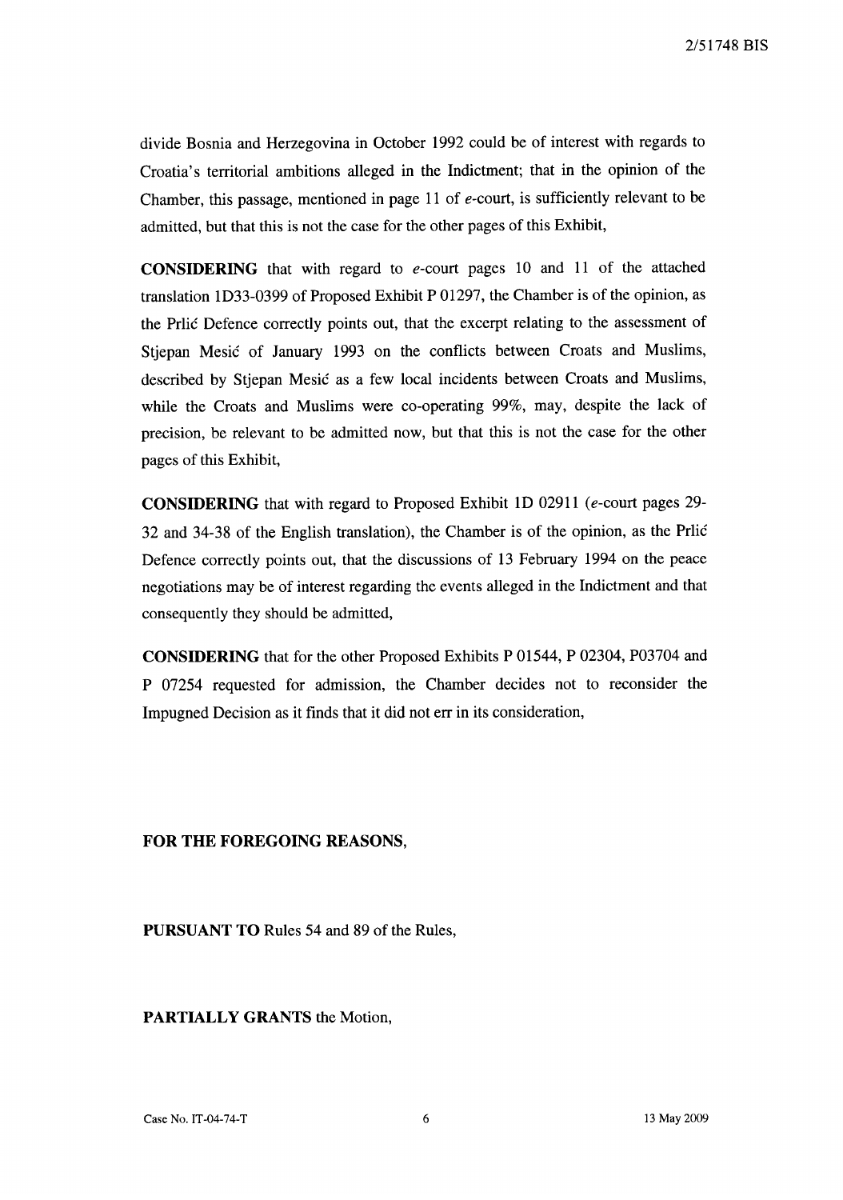divide Bosnia and Herzegovina in October 1992 could be of interest with regards to Croatia's territorial ambitions alleged in the Indictment; that in the opinion of the Chamber, this passage, mentioned in page 11 of *e*-court, is sufficiently relevant to be admitted, but that this is not the case for the other pages of this Exhibit,

**CONSIDERING** that with regard to *e*-court pages 10 and 11 of the attached translation 1D33-0399 of Proposed Exhibit P 01297, the Chamber is of the opinion, as the Prlić Defence correctly points out, that the excerpt relating to the assessment of Stjepan Mesić of January 1993 on the conflicts between Croats and Muslims, described by Stjepan Mesić as a few local incidents between Croats and Muslims, while the Croats and Muslims were co-operating 99%, may, despite the lack of precision, be relevant to be admitted now, but that this is not the case for the other pages of this Exhibit,

**CONSIDERING** that with regard to Proposed Exhibit 1D 02911 (*e*-court pages 29-32 and 34-38 of the English translation), the Chamber is of the opinion, as the Prlić Defence correctly points out, that the discussions of 13 February 1994 on the peace negotiations may be of interest regarding the events alleged in the Indictment and that consequently they should be admitted,

**CONSIDERING** that for the other Proposed Exhibits P 01544, P 02304, P03704 and P 07254 requested for admission, the Chamber decides not to reconsider the Impugned Decision as it finds that it did not err in its consideration,

**FOR THE FOREGOING REASONS,**

**PURSUANT TO** Rules 54 and 89 of the Rules,

**PARTIALLY GRANTS** the Motion,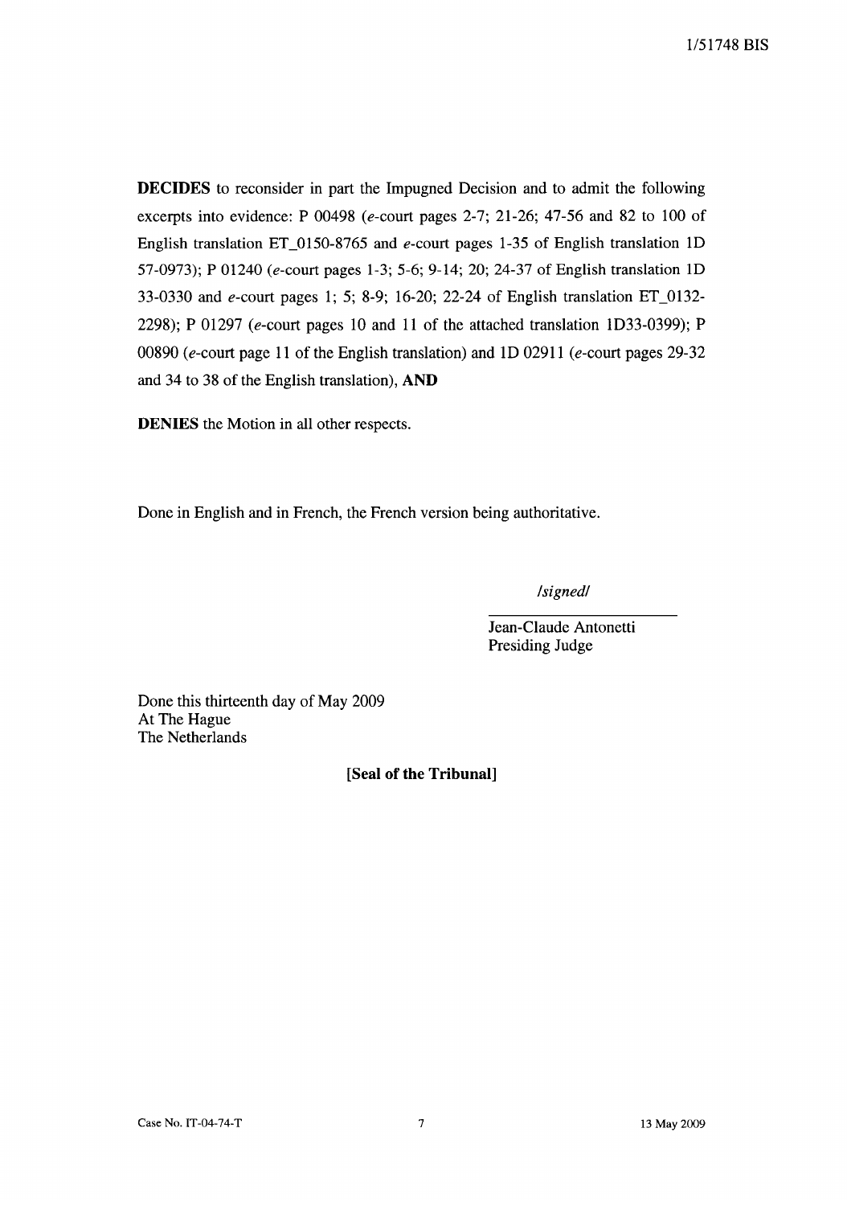**DECIDES** to reconsider in part the Impugned Decision and to admit the following excerpts into evidence: P 00498 (*e*-court pages 2-7; 21-26; 47-56 and 82 to 100 of English translation ET_0150-8765 and *e*-court pages 1-35 of English translation 1D 57-0973); P 01240 (*e*-court pages 1-3; 5-6; 9-14; 20; 24-37 of English translation 1D 33-0330 and *e*-court pages 1; 5; 8-9; 16-20; 22-24 of English translation ET_0132-2298); P 01297 (*e*-court pages 10 and 11 of the attached translation 1D33-0399); P 00890 (*e*-court page 11 of the English translation) and 1D 02911 (*e*-court pages 29-32 and 34 to 38 of the English translation), **AND**

**DENIES** the Motion in all other respects.

Done in English and in French, the French version being authoritative.

*/signed/*

Jean-Claude Antonetti
Presiding Judge

Done this thirteenth day of May 2009
At The Hague
The Netherlands

**[Seal of the Tribunal]**